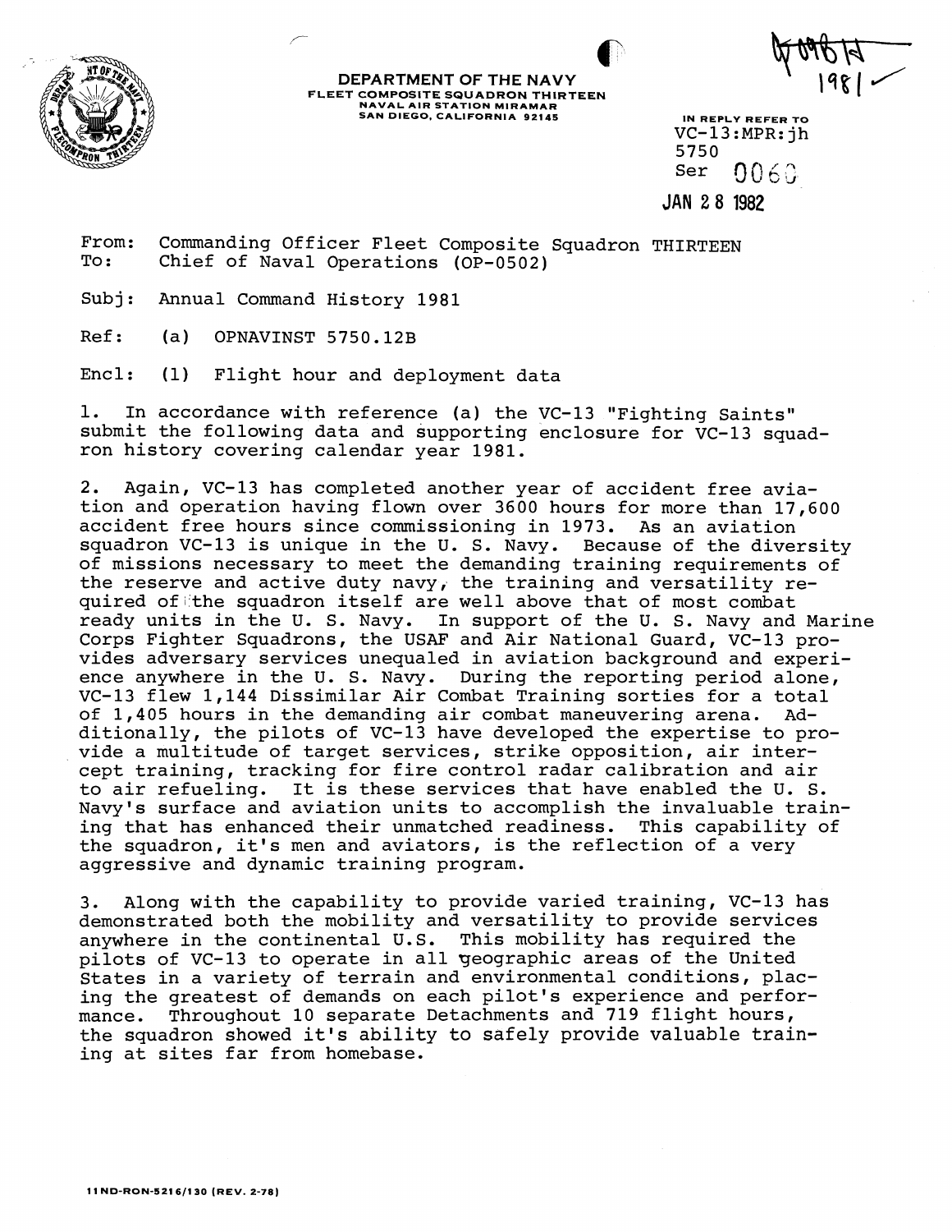**DEPARTMENT OF THE NAVY**
**FLEET COMPOSITE SQUADRON THIRTEEN**
**NAVAL AIR STATION MIRAMAR**
**SAN DIEGO, CALIFORNIA 92145**

IN REPLY REFER TO
VC-13:MPR:jh
5750
Ser 0060
JAN 28 1982

From: Commanding Officer Fleet Composite Squadron THIRTEEN
To: Chief of Naval Operations (OP-0502)

Subj: Annual Command History 1981

Ref: (a) OPNAVINST 5750.12B

Encl: (1) Flight hour and deployment data

1. In accordance with reference (a) the VC-13 "Fighting Saints" submit the following data and supporting enclosure for VC-13 squadron history covering calendar year 1981.

2. Again, VC-13 has completed another year of accident free aviation and operation having flown over 3600 hours for more than 17,600 accident free hours since commissioning in 1973. As an aviation squadron VC-13 is unique in the U. S. Navy. Because of the diversity of missions necessary to meet the demanding training requirements of the reserve and active duty navy, the training and versatility required of the squadron itself are well above that of most combat ready units in the U. S. Navy. In support of the U. S. Navy and Marine Corps Fighter Squadrons, the USAF and Air National Guard, VC-13 provides adversary services unequaled in aviation background and experience anywhere in the U. S. Navy. During the reporting period alone, VC-13 flew 1,144 Dissimilar Air Combat Training sorties for a total of 1,405 hours in the demanding air combat maneuvering arena. Additionally, the pilots of VC-13 have developed the expertise to provide a multitude of target services, strike opposition, air intercept training, tracking for fire control radar calibration and air to air refueling. It is these services that have enabled the U. S. Navy's surface and aviation units to accomplish the invaluable training that has enhanced their unmatched readiness. This capability of the squadron, it's men and aviators, is the reflection of a very aggressive and dynamic training program.

3. Along with the capability to provide varied training, VC-13 has demonstrated both the mobility and versatility to provide services anywhere in the continental U.S. This mobility has required the pilots of VC-13 to operate in all geographic areas of the United States in a variety of terrain and environmental conditions, placing the greatest of demands on each pilot's experience and performance. Throughout 10 separate Detachments and 719 flight hours, the squadron showed it's ability to safely provide valuable training at sites far from homebase.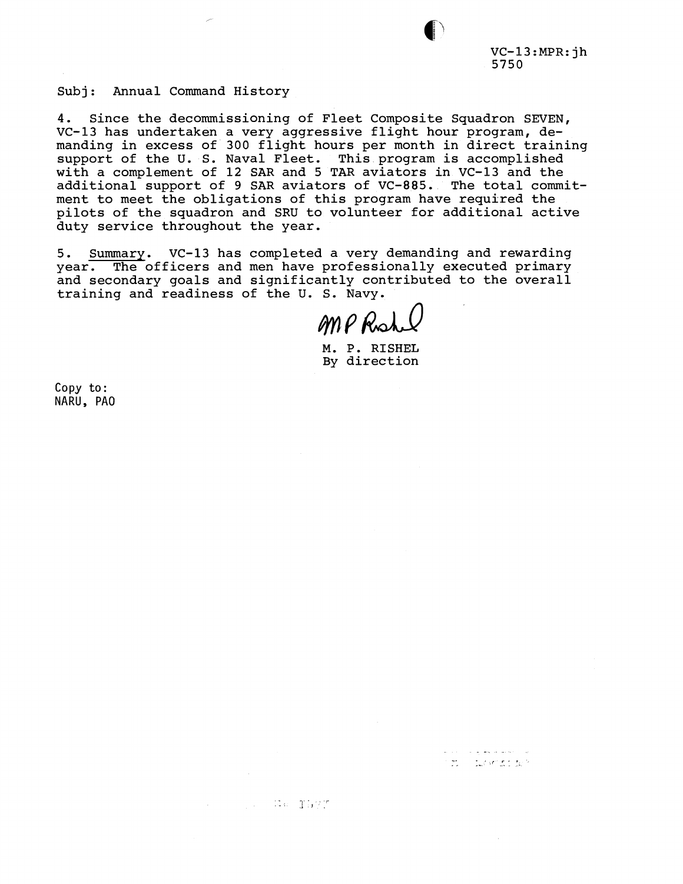VC-13:MPR:jh
5750

Subj: Annual Command History

4. Since the decommissioning of Fleet Composite Squadron SEVEN, VC-13 has undertaken a very aggressive flight hour program, demanding in excess of 300 flight hours per month in direct training support of the U. S. Naval Fleet. This program is accomplished with a complement of 12 SAR and 5 TAR aviators in VC-13 and the additional support of 9 SAR aviators of VC-885. The total commitment to meet the obligations of this program have required the pilots of the squadron and SRU to volunteer for additional active duty service throughout the year.

5. Summary. VC-13 has completed a very demanding and rewarding year. The officers and men have professionally executed primary and secondary goals and significantly contributed to the overall training and readiness of the U. S. Navy.

M. P. RISHEL
By direction

Copy to:
NARU, PAO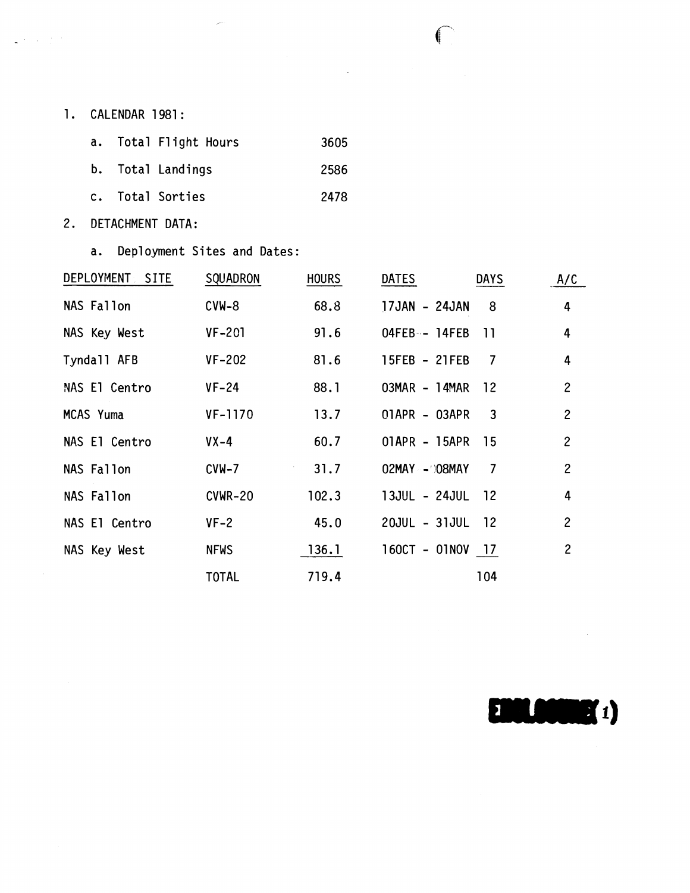1. CALENDAR 1981:

   a. Total Flight Hours 3605

   b. Total Landings 2586

   c. Total Sorties 2478

2. DETACHMENT DATA:

   a. Deployment Sites and Dates:

| DEPLOYMENT SITE | SQUADRON | HOURS | DATES | DAYS | A/C |
|---|---|---|---|---|---|
| NAS Fallon | CVW-8 | 68.8 | 17JAN - 24JAN | 8 | 4 |
| NAS Key West | VF-201 | 91.6 | 04FEB - 14FEB | 11 | 4 |
| Tyndall AFB | VF-202 | 81.6 | 15FEB - 21FEB | 7 | 4 |
| NAS El Centro | VF-24 | 88.1 | 03MAR - 14MAR | 12 | 2 |
| MCAS Yuma | VF-1170 | 13.7 | 01APR - 03APR | 3 | 2 |
| NAS El Centro | VX-4 | 60.7 | 01APR - 15APR | 15 | 2 |
| NAS Fallon | CVW-7 | 31.7 | 02MAY - 08MAY | 7 | 2 |
| NAS Fallon | CVWR-20 | 102.3 | 13JUL - 24JUL | 12 | 4 |
| NAS El Centro | VF-2 | 45.0 | 20JUL - 31JUL | 12 | 2 |
| NAS Key West | NFWS | 136.1 | 16OCT - 01NOV | 17 | 2 |
| | TOTAL | 719.4 | | 104 | |

ENCLOSURE (1)